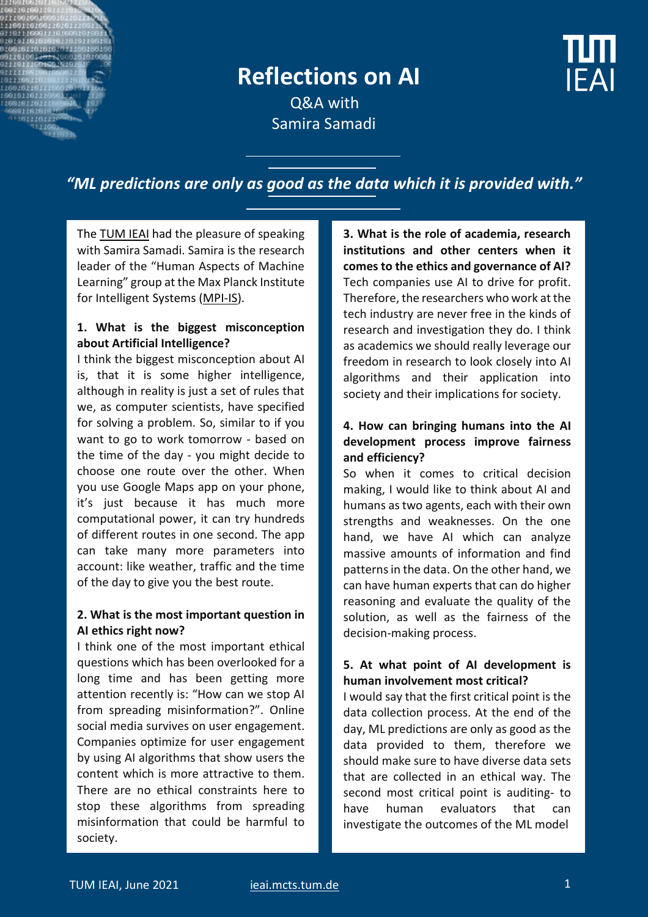# Reflections on AI

Q&A with
Samira Samadi

*"ML predictions are only as good as the data which it is provided with."*

The TUM IEAI had the pleasure of speaking with Samira Samadi. Samira is the research leader of the "Human Aspects of Machine Learning" group at the Max Planck Institute for Intelligent Systems (MPI-IS).

**1. What is the biggest misconception about Artificial Intelligence?**

I think the biggest misconception about AI is, that it is some higher intelligence, although in reality is just a set of rules that we, as computer scientists, have specified for solving a problem. So, similar to if you want to go to work tomorrow - based on the time of the day - you might decide to choose one route over the other. When you use Google Maps app on your phone, it's just because it has much more computational power, it can try hundreds of different routes in one second. The app can take many more parameters into account: like weather, traffic and the time of the day to give you the best route.

**2. What is the most important question in AI ethics right now?**

I think one of the most important ethical questions which has been overlooked for a long time and has been getting more attention recently is: "How can we stop AI from spreading misinformation?". Online social media survives on user engagement. Companies optimize for user engagement by using AI algorithms that show users the content which is more attractive to them. There are no ethical constraints here to stop these algorithms from spreading misinformation that could be harmful to society.

**3. What is the role of academia, research institutions and other centers when it comes to the ethics and governance of AI?**

Tech companies use AI to drive for profit. Therefore, the researchers who work at the tech industry are never free in the kinds of research and investigation they do. I think as academics we should really leverage our freedom in research to look closely into AI algorithms and their application into society and their implications for society.

**4. How can bringing humans into the AI development process improve fairness and efficiency?**

So when it comes to critical decision making, I would like to think about AI and humans as two agents, each with their own strengths and weaknesses. On the one hand, we have AI which can analyze massive amounts of information and find patterns in the data. On the other hand, we can have human experts that can do higher reasoning and evaluate the quality of the solution, as well as the fairness of the decision-making process.

**5. At what point of AI development is human involvement most critical?**

I would say that the first critical point is the data collection process. At the end of the day, ML predictions are only as good as the data provided to them, therefore we should make sure to have diverse data sets that are collected in an ethical way. The second most critical point is auditing- to have human evaluators that can investigate the outcomes of the ML model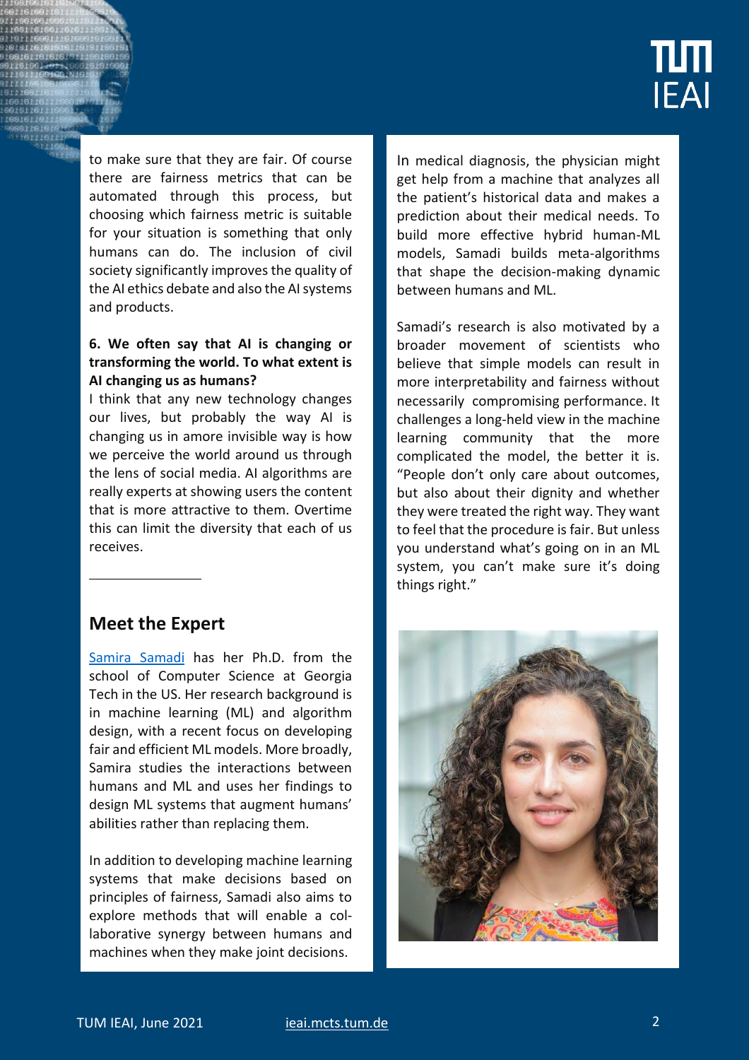to make sure that they are fair. Of course there are fairness metrics that can be automated through this process, but choosing which fairness metric is suitable for your situation is something that only humans can do. The inclusion of civil society significantly improves the quality of the AI ethics debate and also the AI systems and products.

**6. We often say that AI is changing or transforming the world. To what extent is AI changing us as humans?**

I think that any new technology changes our lives, but probably the way AI is changing us in amore invisible way is how we perceive the world around us through the lens of social media. AI algorithms are really experts at showing users the content that is more attractive to them. Overtime this can limit the diversity that each of us receives.

---

## Meet the Expert

[Samira Samadi](#) has her Ph.D. from the school of Computer Science at Georgia Tech in the US. Her research background is in machine learning (ML) and algorithm design, with a recent focus on developing fair and efficient ML models. More broadly, Samira studies the interactions between humans and ML and uses her findings to design ML systems that augment humans' abilities rather than replacing them.

In addition to developing machine learning systems that make decisions based on principles of fairness, Samadi also aims to explore methods that will enable a collaborative synergy between humans and machines when they make joint decisions.

In medical diagnosis, the physician might get help from a machine that analyzes all the patient's historical data and makes a prediction about their medical needs. To build more effective hybrid human-ML models, Samadi builds meta-algorithms that shape the decision-making dynamic between humans and ML.

Samadi's research is also motivated by a broader movement of scientists who believe that simple models can result in more interpretability and fairness without necessarily compromising performance. It challenges a long-held view in the machine learning community that the more complicated the model, the better it is. "People don't only care about outcomes, but also about their dignity and whether they were treated the right way. They want to feel that the procedure is fair. But unless you understand what's going on in an ML system, you can't make sure it's doing things right."